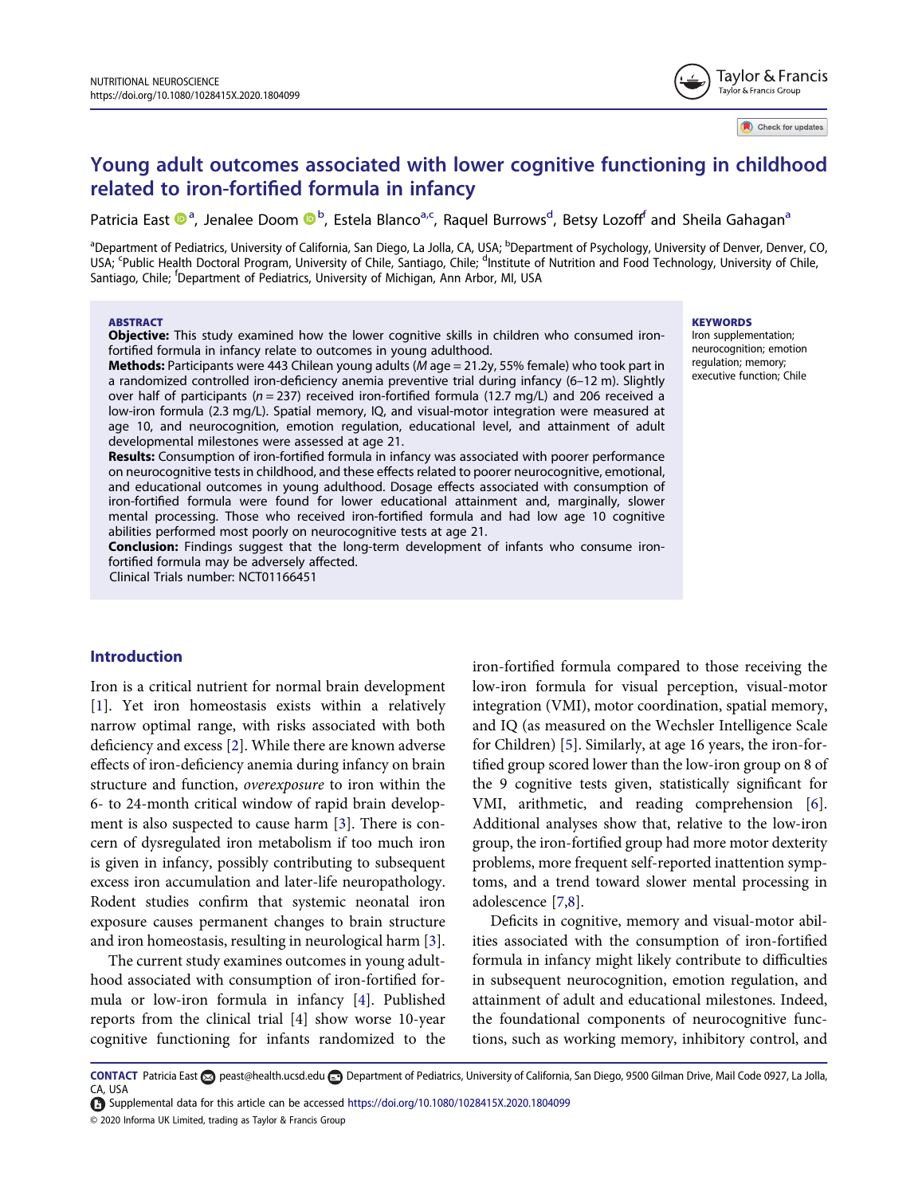# Young adult outcomes associated with lower cognitive functioning in childhood related to iron-fortified formula in infancy

Patricia East [a], Jenalee Doom [b], Estela Blanco[a,c], Raquel Burrows[d], Betsy Lozoff[f] and Sheila Gahagan[a]

[a]Department of Pediatrics, University of California, San Diego, La Jolla, CA, USA; [b]Department of Psychology, University of Denver, Denver, CO, USA; [c]Public Health Doctoral Program, University of Chile, Santiago, Chile; [d]Institute of Nutrition and Food Technology, University of Chile, Santiago, Chile; [f]Department of Pediatrics, University of Michigan, Ann Arbor, MI, USA

## ABSTRACT

**Objective:** This study examined how the lower cognitive skills in children who consumed iron-fortified formula in infancy relate to outcomes in young adulthood.

**Methods:** Participants were 443 Chilean young adults (*M* age = 21.2y, 55% female) who took part in a randomized controlled iron-deficiency anemia preventive trial during infancy (6–12 m). Slightly over half of participants (*n* = 237) received iron-fortified formula (12.7 mg/L) and 206 received a low-iron formula (2.3 mg/L). Spatial memory, IQ, and visual-motor integration were measured at age 10, and neurocognition, emotion regulation, educational level, and attainment of adult developmental milestones were assessed at age 21.

**Results:** Consumption of iron-fortified formula in infancy was associated with poorer performance on neurocognitive tests in childhood, and these effects related to poorer neurocognitive, emotional, and educational outcomes in young adulthood. Dosage effects associated with consumption of iron-fortified formula were found for lower educational attainment and, marginally, slower mental processing. Those who received iron-fortified formula and had low age 10 cognitive abilities performed most poorly on neurocognitive tests at age 21.

**Conclusion:** Findings suggest that the long-term development of infants who consume iron-fortified formula may be adversely affected.

Clinical Trials number: NCT01166451

**KEYWORDS**

Iron supplementation; neurocognition; emotion regulation; memory; executive function; Chile

## Introduction

Iron is a critical nutrient for normal brain development [1]. Yet iron homeostasis exists within a relatively narrow optimal range, with risks associated with both deficiency and excess [2]. While there are known adverse effects of iron-deficiency anemia during infancy on brain structure and function, *overexposure* to iron within the 6- to 24-month critical window of rapid brain development is also suspected to cause harm [3]. There is concern of dysregulated iron metabolism if too much iron is given in infancy, possibly contributing to subsequent excess iron accumulation and later-life neuropathology. Rodent studies confirm that systemic neonatal iron exposure causes permanent changes to brain structure and iron homeostasis, resulting in neurological harm [3].

The current study examines outcomes in young adulthood associated with consumption of iron-fortified formula or low-iron formula in infancy [4]. Published reports from the clinical trial [4] show worse 10-year cognitive functioning for infants randomized to the iron-fortified formula compared to those receiving the low-iron formula for visual perception, visual-motor integration (VMI), motor coordination, spatial memory, and IQ (as measured on the Wechsler Intelligence Scale for Children) [5]. Similarly, at age 16 years, the iron-fortified group scored lower than the low-iron group on 8 of the 9 cognitive tests given, statistically significant for VMI, arithmetic, and reading comprehension [6]. Additional analyses show that, relative to the low-iron group, the iron-fortified group had more motor dexterity problems, more frequent self-reported inattention symptoms, and a trend toward slower mental processing in adolescence [7,8].

Deficits in cognitive, memory and visual-motor abilities associated with the consumption of iron-fortified formula in infancy might likely contribute to difficulties in subsequent neurocognition, emotion regulation, and attainment of adult and educational milestones. Indeed, the foundational components of neurocognitive functions, such as working memory, inhibitory control, and

---

**CONTACT** Patricia East peast@health.ucsd.edu Department of Pediatrics, University of California, San Diego, 9500 Gilman Drive, Mail Code 0927, La Jolla, CA, USA

Supplemental data for this article can be accessed https://doi.org/10.1080/1028415X.2020.1804099

© 2020 Informa UK Limited, trading as Taylor & Francis Group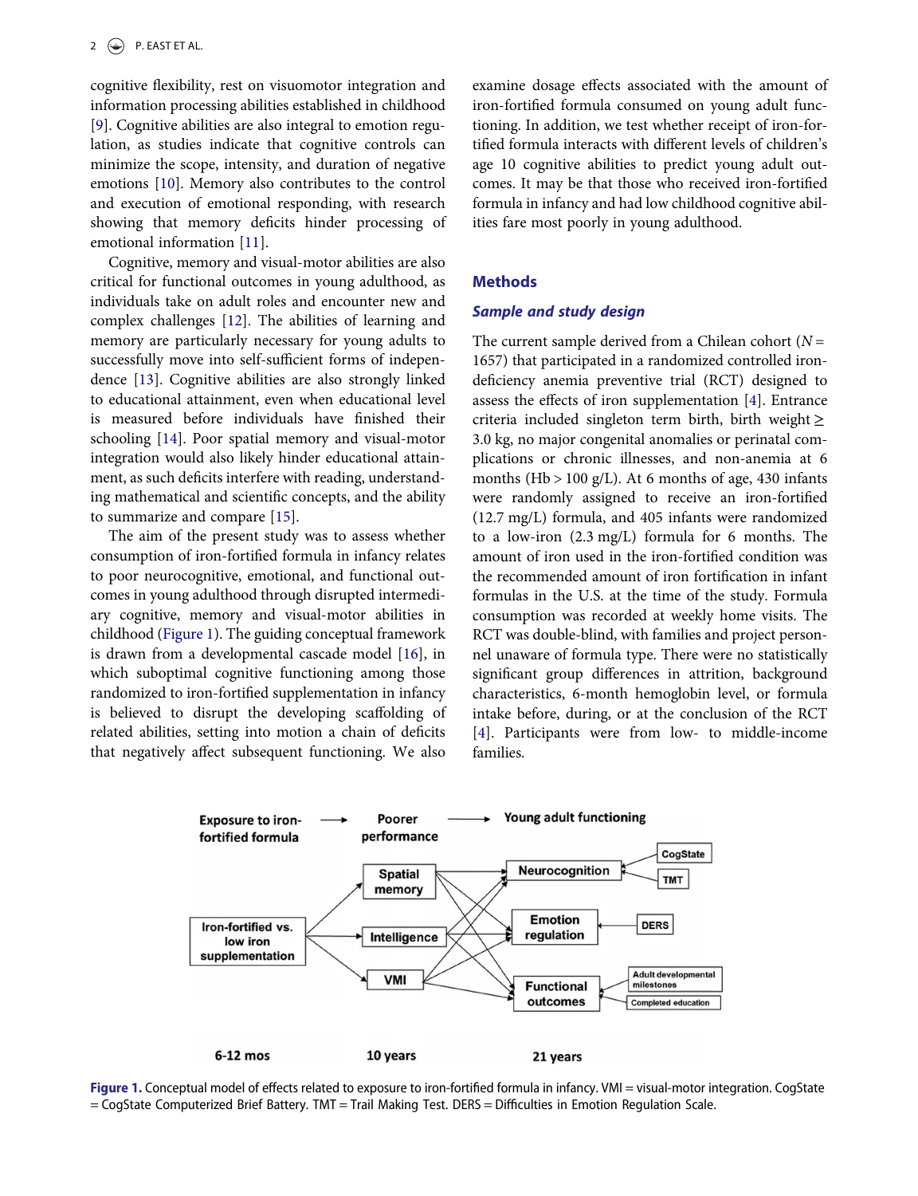cognitive flexibility, rest on visuomotor integration and information processing abilities established in childhood [9]. Cognitive abilities are also integral to emotion regulation, as studies indicate that cognitive controls can minimize the scope, intensity, and duration of negative emotions [10]. Memory also contributes to the control and execution of emotional responding, with research showing that memory deficits hinder processing of emotional information [11].

Cognitive, memory and visual-motor abilities are also critical for functional outcomes in young adulthood, as individuals take on adult roles and encounter new and complex challenges [12]. The abilities of learning and memory are particularly necessary for young adults to successfully move into self-sufficient forms of independence [13]. Cognitive abilities are also strongly linked to educational attainment, even when educational level is measured before individuals have finished their schooling [14]. Poor spatial memory and visual-motor integration would also likely hinder educational attainment, as such deficits interfere with reading, understanding mathematical and scientific concepts, and the ability to summarize and compare [15].

The aim of the present study was to assess whether consumption of iron-fortified formula in infancy relates to poor neurocognitive, emotional, and functional outcomes in young adulthood through disrupted intermediary cognitive, memory and visual-motor abilities in childhood (Figure 1). The guiding conceptual framework is drawn from a developmental cascade model [16], in which suboptimal cognitive functioning among those randomized to iron-fortified supplementation in infancy is believed to disrupt the developing scaffolding of related abilities, setting into motion a chain of deficits that negatively affect subsequent functioning. We also examine dosage effects associated with the amount of iron-fortified formula consumed on young adult functioning. In addition, we test whether receipt of iron-fortified formula interacts with different levels of children's age 10 cognitive abilities to predict young adult outcomes. It may be that those who received iron-fortified formula in infancy and had low childhood cognitive abilities fare most poorly in young adulthood.

## Methods

### *Sample and study design*

The current sample derived from a Chilean cohort ($N$ = 1657) that participated in a randomized controlled iron-deficiency anemia preventive trial (RCT) designed to assess the effects of iron supplementation [4]. Entrance criteria included singleton term birth, birth weight ≥ 3.0 kg, no major congenital anomalies or perinatal complications or chronic illnesses, and non-anemia at 6 months (Hb > 100 g/L). At 6 months of age, 430 infants were randomly assigned to receive an iron-fortified (12.7 mg/L) formula, and 405 infants were randomized to a low-iron (2.3 mg/L) formula for 6 months. The amount of iron used in the iron-fortified condition was the recommended amount of iron fortification in infant formulas in the U.S. at the time of the study. Formula consumption was recorded at weekly home visits. The RCT was double-blind, with families and project personnel unaware of formula type. There were no statistically significant group differences in attrition, background characteristics, 6-month hemoglobin level, or formula intake before, during, or at the conclusion of the RCT [4]. Participants were from low- to middle-income families.

**Figure 1.** Conceptual model of effects related to exposure to iron-fortified formula in infancy. VMI = visual-motor integration. CogState = CogState Computerized Brief Battery. TMT = Trail Making Test. DERS = Difficulties in Emotion Regulation Scale.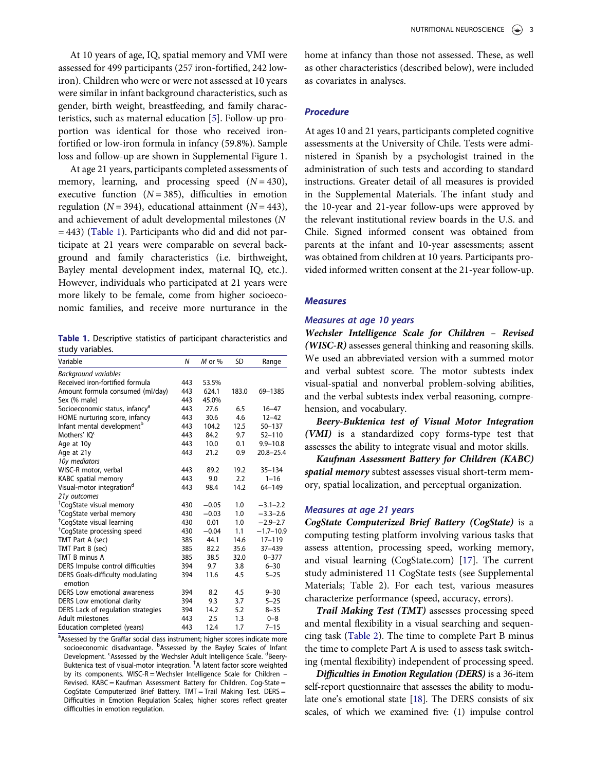At 10 years of age, IQ, spatial memory and VMI were assessed for 499 participants (257 iron-fortified, 242 low-iron). Children who were or were not assessed at 10 years were similar in infant background characteristics, such as gender, birth weight, breastfeeding, and family characteristics, such as maternal education [5]. Follow-up proportion was identical for those who received iron-fortified or low-iron formula in infancy (59.8%). Sample loss and follow-up are shown in Supplemental Figure 1.

At age 21 years, participants completed assessments of memory, learning, and processing speed ($N = 430$), executive function ($N = 385$), difficulties in emotion regulation ($N = 394$), educational attainment ($N = 443$), and achievement of adult developmental milestones ($N = 443$) (Table 1). Participants who did and did not participate at 21 years were comparable on several background and family characteristics (i.e. birthweight, Bayley mental development index, maternal IQ, etc.). However, individuals who participated at 21 years were more likely to be female, come from higher socioeconomic families, and receive more nurturance in the home at infancy than those not assessed. These, as well as other characteristics (described below), were included as covariates in analyses.

**Table 1.** Descriptive statistics of participant characteristics and study variables.

| Variable | *N* | *M* or % | SD | Range |
|---|---|---|---|---|
| *Background variables* | | | | |
| Received iron-fortified formula | 443 | 53.5% | | |
| Amount formula consumed (ml/day) | 443 | 624.1 | 183.0 | 69–1385 |
| Sex (% male) | 443 | 45.0% | | |
| Socioeconomic status, infancy[a] | 443 | 27.6 | 6.5 | 16–47 |
| HOME nurturing score, infancy | 443 | 30.6 | 4.6 | 12–42 |
| Infant mental development[b] | 443 | 104.2 | 12.5 | 50–137 |
| Mothers' IQ[c] | 443 | 84.2 | 9.7 | 52–110 |
| Age at 10y | 443 | 10.0 | 0.1 | 9.9–10.8 |
| Age at 21y | 443 | 21.2 | 0.9 | 20.8–25.4 |
| *10y mediators* | | | | |
| WISC-R motor, verbal | 443 | 89.2 | 19.2 | 35–134 |
| KABC spatial memory | 443 | 9.0 | 2.2 | 1–16 |
| Visual-motor integration[d] | 443 | 98.4 | 14.2 | 64–149 |
| *21y outcomes* | | | | |
| †CogState visual memory | 430 | −0.05 | 1.0 | −3.1–2.2 |
| †CogState verbal memory | 430 | −0.03 | 1.0 | −3.3–2.6 |
| †CogState visual learning | 430 | 0.01 | 1.0 | −2.9–2.7 |
| †CogState processing speed | 430 | −0.04 | 1.1 | −1.7–10.9 |
| TMT Part A (sec) | 385 | 44.1 | 14.6 | 17–119 |
| TMT Part B (sec) | 385 | 82.2 | 35.6 | 37–439 |
| TMT B minus A | 385 | 38.5 | 32.0 | 0–377 |
| DERS Impulse control difficulties | 394 | 9.7 | 3.8 | 6–30 |
| DERS Goals-difficulty modulating emotion | 394 | 11.6 | 4.5 | 5–25 |
| DERS Low emotional awareness | 394 | 8.2 | 4.5 | 9–30 |
| DERS Low emotional clarity | 394 | 9.3 | 3.7 | 5–25 |
| DERS Lack of regulation strategies | 394 | 14.2 | 5.2 | 8–35 |
| Adult milestones | 443 | 2.5 | 1.3 | 0–8 |
| Education completed (years) | 443 | 12.4 | 1.7 | 7–15 |

[a]Assessed by the Graffar social class instrument; higher scores indicate more socioeconomic disadvantage. [b]Assessed by the Bayley Scales of Infant Development. [c]Assessed by the Wechsler Adult Intelligence Scale. [d]Beery-Buktenica test of visual-motor integration. †A latent factor score weighted by its components. WISC-R = Wechsler Intelligence Scale for Children – Revised. KABC = Kaufman Assessment Battery for Children. Cog-State = CogState Computerized Brief Battery. TMT = Trail Making Test. DERS = Difficulties in Emotion Regulation Scales; higher scores reflect greater difficulties in emotion regulation.

## Procedure

At ages 10 and 21 years, participants completed cognitive assessments at the University of Chile. Tests were administered in Spanish by a psychologist trained in the administration of such tests and according to standard instructions. Greater detail of all measures is provided in the Supplemental Materials. The infant study and the 10-year and 21-year follow-ups were approved by the relevant institutional review boards in the U.S. and Chile. Signed informed consent was obtained from parents at the infant and 10-year assessments; assent was obtained from children at 10 years. Participants provided informed written consent at the 21-year follow-up.

## Measures

### Measures at age 10 years

***Wechsler Intelligence Scale for Children – Revised (WISC-R)*** assesses general thinking and reasoning skills. We used an abbreviated version with a summed motor and verbal subtest score. The motor subtests index visual-spatial and nonverbal problem-solving abilities, and the verbal subtests index verbal reasoning, comprehension, and vocabulary.

***Beery-Buktenica test of Visual Motor Integration (VMI)*** is a standardized copy forms-type test that assesses the ability to integrate visual and motor skills.

***Kaufman Assessment Battery for Children (KABC) spatial memory*** subtest assesses visual short-term memory, spatial localization, and perceptual organization.

### Measures at age 21 years

***CogState Computerized Brief Battery (CogState)*** is a computing testing platform involving various tasks that assess attention, processing speed, working memory, and visual learning (CogState.com) [17]. The current study administered 11 CogState tests (see Supplemental Materials; Table 2). For each test, various measures characterize performance (speed, accuracy, errors).

***Trail Making Test (TMT)*** assesses processing speed and mental flexibility in a visual searching and sequencing task (Table 2). The time to complete Part B minus the time to complete Part A is used to assess task switching (mental flexibility) independent of processing speed.

***Difficulties in Emotion Regulation (DERS)*** is a 36-item self-report questionnaire that assesses the ability to modulate one's emotional state [18]. The DERS consists of six scales, of which we examined five: (1) impulse control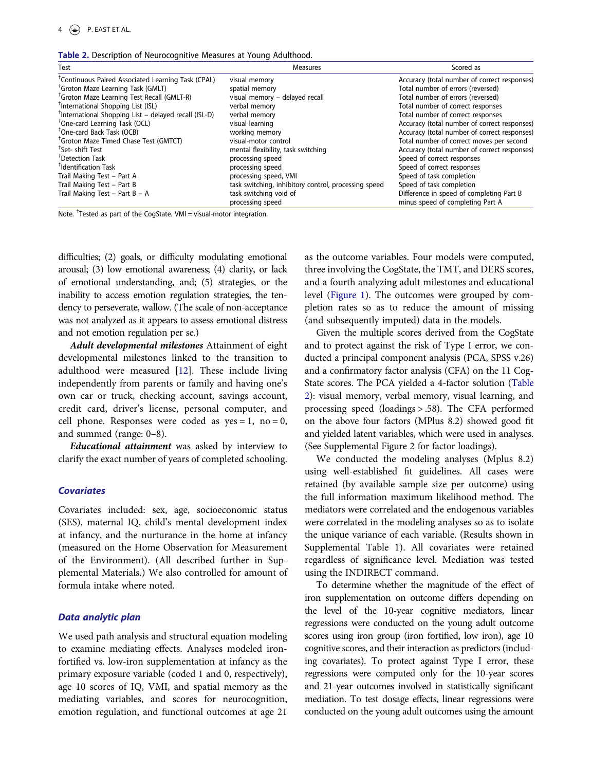**Table 2.** Description of Neurocognitive Measures at Young Adulthood.

| Test | Measures | Scored as |
|---|---|---|
| †Continuous Paired Associated Learning Task (CPAL) | visual memory | Accuracy (total number of correct responses) |
| †Groton Maze Learning Task (GMLT) | spatial memory | Total number of errors (reversed) |
| †Groton Maze Learning Test Recall (GMLT-R) | visual memory – delayed recall | Total number of errors (reversed) |
| †International Shopping List (ISL) | verbal memory | Total number of correct responses |
| †International Shopping List – delayed recall (ISL-D) | verbal memory | Total number of correct responses |
| †One-card Learning Task (OCL) | visual learning | Accuracy (total number of correct responses) |
| †One-card Back Task (OCB) | working memory | Accuracy (total number of correct responses) |
| †Groton Maze Timed Chase Test (GMTCT) | visual-motor control | Total number of correct moves per second |
| †Set- shift Test | mental flexibility, task switching | Accuracy (total number of correct responses) |
| †Detection Task | processing speed | Speed of correct responses |
| †Identification Task | processing speed | Speed of correct responses |
| Trail Making Test – Part A | processing speed, VMI | Speed of task completion |
| Trail Making Test – Part B | task switching, inhibitory control, processing speed | Speed of task completion |
| Trail Making Test – Part B – A | task switching void of processing speed | Difference in speed of completing Part B minus speed of completing Part A |

Note. †Tested as part of the CogState. VMI = visual-motor integration.

difficulties; (2) goals, or difficulty modulating emotional arousal; (3) low emotional awareness; (4) clarity, or lack of emotional understanding, and; (5) strategies, or the inability to access emotion regulation strategies, the tendency to perseverate, wallow. (The scale of non-acceptance was not analyzed as it appears to assess emotional distress and not emotion regulation per se.)

***Adult developmental milestones*** Attainment of eight developmental milestones linked to the transition to adulthood were measured [12]. These include living independently from parents or family and having one's own car or truck, checking account, savings account, credit card, driver's license, personal computer, and cell phone. Responses were coded as yes = 1, no = 0, and summed (range: 0–8).

***Educational attainment*** was asked by interview to clarify the exact number of years of completed schooling.

### Covariates

Covariates included: sex, age, socioeconomic status (SES), maternal IQ, child's mental development index at infancy, and the nurturance in the home at infancy (measured on the Home Observation for Measurement of the Environment). (All described further in Supplemental Materials.) We also controlled for amount of formula intake where noted.

### Data analytic plan

We used path analysis and structural equation modeling to examine mediating effects. Analyses modeled iron-fortified vs. low-iron supplementation at infancy as the primary exposure variable (coded 1 and 0, respectively), age 10 scores of IQ, VMI, and spatial memory as the mediating variables, and scores for neurocognition, emotion regulation, and functional outcomes at age 21 as the outcome variables. Four models were computed, three involving the CogState, the TMT, and DERS scores, and a fourth analyzing adult milestones and educational level (Figure 1). The outcomes were grouped by completion rates so as to reduce the amount of missing (and subsequently imputed) data in the models.

Given the multiple scores derived from the CogState and to protect against the risk of Type I error, we conducted a principal component analysis (PCA, SPSS v.26) and a confirmatory factor analysis (CFA) on the 11 CogState scores. The PCA yielded a 4-factor solution (Table 2): visual memory, verbal memory, visual learning, and processing speed (loadings > .58). The CFA performed on the above four factors (MPlus 8.2) showed good fit and yielded latent variables, which were used in analyses. (See Supplemental Figure 2 for factor loadings).

We conducted the modeling analyses (Mplus 8.2) using well-established fit guidelines. All cases were retained (by available sample size per outcome) using the full information maximum likelihood method. The mediators were correlated and the endogenous variables were correlated in the modeling analyses so as to isolate the unique variance of each variable. (Results shown in Supplemental Table 1). All covariates were retained regardless of significance level. Mediation was tested using the INDIRECT command.

To determine whether the magnitude of the effect of iron supplementation on outcome differs depending on the level of the 10-year cognitive mediators, linear regressions were conducted on the young adult outcome scores using iron group (iron fortified, low iron), age 10 cognitive scores, and their interaction as predictors (including covariates). To protect against Type I error, these regressions were computed only for the 10-year scores and 21-year outcomes involved in statistically significant mediation. To test dosage effects, linear regressions were conducted on the young adult outcomes using the amount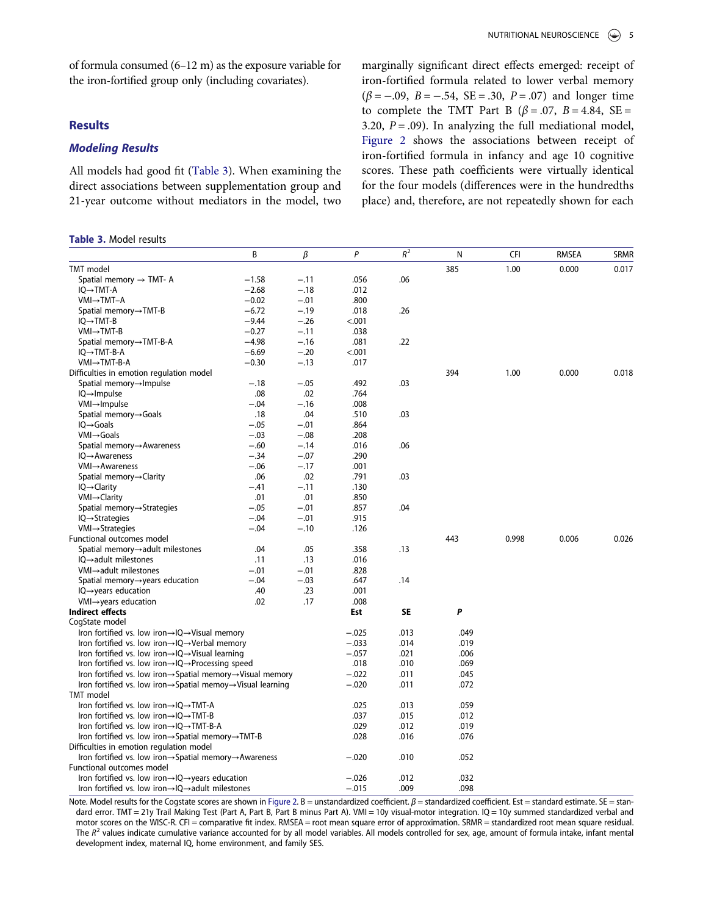of formula consumed (6–12 m) as the exposure variable for the iron-fortified group only (including covariates).

## Results

### *Modeling Results*

All models had good fit (Table 3). When examining the direct associations between supplementation group and 21-year outcome without mediators in the model, two marginally significant direct effects emerged: receipt of iron-fortified formula related to lower verbal memory ($\beta = -.09$, $B = -.54$, SE = .30, $P = .07$) and longer time to complete the TMT Part B ($\beta = .07$, $B = 4.84$, SE = 3.20, $P = .09$). In analyzing the full mediational model, Figure 2 shows the associations between receipt of iron-fortified formula in infancy and age 10 cognitive scores. These path coefficients were virtually identical for the four models (differences were in the hundredths place) and, therefore, are not repeatedly shown for each

**Table 3.** Model results

| | B | β | P | $R^2$ | N | CFI | RMSEA | SRMR |
|---|---|---|---|---|---|---|---|---|
| TMT model | | | | | 385 | 1.00 | 0.000 | 0.017 |
| Spatial memory → TMT- A | −1.58 | −.11 | .056 | .06 | | | | |
| IQ→TMT-A | −2.68 | −.18 | .012 | | | | | |
| VMI→TMT–A | −0.02 | −.01 | .800 | | | | | |
| Spatial memory→TMT-B | −6.72 | −.19 | .018 | .26 | | | | |
| IQ→TMT-B | −9.44 | −.26 | <.001 | | | | | |
| VMI→TMT-B | −0.27 | −.11 | .038 | | | | | |
| Spatial memory→TMT-B-A | −4.98 | −.16 | .081 | .22 | | | | |
| IQ→TMT-B-A | −6.69 | −.20 | <.001 | | | | | |
| VMI→TMT-B-A | −0.30 | −.13 | .017 | | | | | |
| Difficulties in emotion regulation model | | | | | 394 | 1.00 | 0.000 | 0.018 |
| Spatial memory→Impulse | −.18 | −.05 | .492 | .03 | | | | |
| IQ→Impulse | .08 | .02 | .764 | | | | | |
| VMI→Impulse | −.04 | −.16 | .008 | | | | | |
| Spatial memory→Goals | .18 | .04 | .510 | .03 | | | | |
| IQ→Goals | −.05 | −.01 | .864 | | | | | |
| VMI→Goals | −.03 | −.08 | .208 | | | | | |
| Spatial memory→Awareness | −.60 | −.14 | .016 | .06 | | | | |
| IQ→Awareness | −.34 | −.07 | .290 | | | | | |
| VMI→Awareness | −.06 | −.17 | .001 | | | | | |
| Spatial memory→Clarity | .06 | .02 | .791 | .03 | | | | |
| IQ→Clarity | −.41 | −.11 | .130 | | | | | |
| VMI→Clarity | .01 | .01 | .850 | | | | | |
| Spatial memory→Strategies | −.05 | −.01 | .857 | .04 | | | | |
| IQ→Strategies | −.04 | −.01 | .915 | | | | | |
| VMI→Strategies | −.04 | −.10 | .126 | | | | | |
| Functional outcomes model | | | | | 443 | 0.998 | 0.006 | 0.026 |
| Spatial memory→adult milestones | .04 | .05 | .358 | .13 | | | | |
| IQ→adult milestones | .11 | .13 | .016 | | | | | |
| VMI→adult milestones | −.01 | −.01 | .828 | | | | | |
| Spatial memory→years education | −.04 | −.03 | .647 | .14 | | | | |
| IQ→years education | .40 | .23 | .001 | | | | | |
| VMI→years education | .02 | .17 | .008 | | | | | |
| **Indirect effects** | | | **Est** | **SE** | ***P*** | | | |
| CogState model | | | | | | | | |
| Iron fortified vs. low iron→IQ→Visual memory | | | −.025 | .013 | .049 | | | |
| Iron fortified vs. low iron→IQ→Verbal memory | | | −.033 | .014 | .019 | | | |
| Iron fortified vs. low iron→IQ→Visual learning | | | −.057 | .021 | .006 | | | |
| Iron fortified vs. low iron→IQ→Processing speed | | | .018 | .010 | .069 | | | |
| Iron fortified vs. low iron→Spatial memory→Visual memory | | | −.022 | .011 | .045 | | | |
| Iron fortified vs. low iron→Spatial memoy→Visual learning | | | −.020 | .011 | .072 | | | |
| TMT model | | | | | | | | |
| Iron fortified vs. low iron→IQ→TMT-A | | | .025 | .013 | .059 | | | |
| Iron fortified vs. low iron→IQ→TMT-B | | | .037 | .015 | .012 | | | |
| Iron fortified vs. low iron→IQ→TMT-B-A | | | .029 | .012 | .019 | | | |
| Iron fortified vs. low iron→Spatial memory→TMT-B | | | .028 | .016 | .076 | | | |
| Difficulties in emotion regulation model | | | | | | | | |
| Iron fortified vs. low iron→Spatial memory→Awareness | | | −.020 | .010 | .052 | | | |
| Functional outcomes model | | | | | | | | |
| Iron fortified vs. low iron→IQ→years education | | | −.026 | .012 | .032 | | | |
| Iron fortified vs. low iron→IQ→adult milestones | | | −.015 | .009 | .098 | | | |

Note. Model results for the Cogstate scores are shown in Figure 2. B = unstandardized coefficient. β = standardized coefficient. Est = standard estimate. SE = standard error. TMT = 21y Trail Making Test (Part A, Part B, Part B minus Part A). VMI = 10y visual-motor integration. IQ = 10y summed standardized verbal and motor scores on the WISC-R. CFI = comparative fit index. RMSEA = root mean square error of approximation. SRMR = standardized root mean square residual. The $R^2$ values indicate cumulative variance accounted for by all model variables. All models controlled for sex, age, amount of formula intake, infant mental development index, maternal IQ, home environment, and family SES.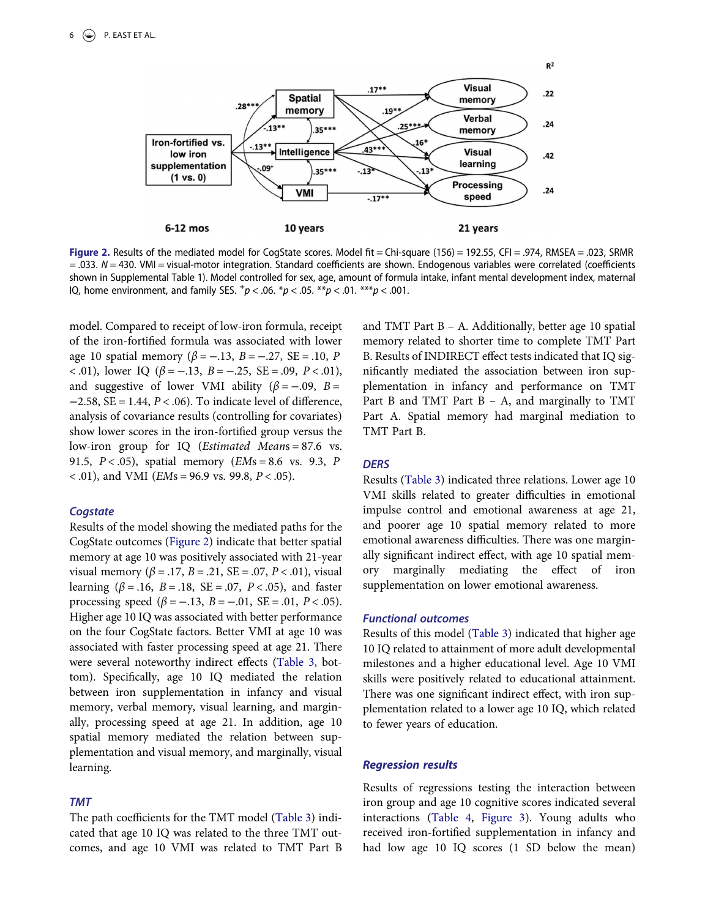Figure 2. Results of the mediated model for CogState scores. Model fit = Chi-square (156) = 192.55, CFI = .974, RMSEA = .023, SRMR = .033. $N = 430$. VMI = visual-motor integration. Standard coefficients are shown. Endogenous variables were correlated (coefficients shown in Supplemental Table 1). Model controlled for sex, age, amount of formula intake, infant mental development index, maternal IQ, home environment, and family SES. $^{+}p < .06$. $^{*}p < .05$. $^{**}p < .01$. $^{***}p < .001$.

model. Compared to receipt of low-iron formula, receipt of the iron-fortified formula was associated with lower age 10 spatial memory ($\beta = -.13$, $B = -.27$, SE = .10, $P < .01$), lower IQ ($\beta = -.13$, $B = -.25$, SE = .09, $P < .01$), and suggestive of lower VMI ability ($\beta = -.09$, $B = -2.58$, SE = 1.44, $P < .06$). To indicate level of difference, analysis of covariance results (controlling for covariates) show lower scores in the iron-fortified group versus the low-iron group for IQ (*Estimated Means* = 87.6 vs. 91.5, $P < .05$), spatial memory (*EMs* = 8.6 vs. 9.3, $P < .01$), and VMI (*EMs* = 96.9 vs. 99.8, $P < .05$).

### Cogstate

Results of the model showing the mediated paths for the CogState outcomes (Figure 2) indicate that better spatial memory at age 10 was positively associated with 21-year visual memory ($\beta = .17$, $B = .21$, SE = .07, $P < .01$), visual learning ($\beta = .16$, $B = .18$, SE = .07, $P < .05$), and faster processing speed ($\beta = -.13$, $B = -.01$, SE = .01, $P < .05$). Higher age 10 IQ was associated with better performance on the four CogState factors. Better VMI at age 10 was associated with faster processing speed at age 21. There were several noteworthy indirect effects (Table 3, bottom). Specifically, age 10 IQ mediated the relation between iron supplementation in infancy and visual memory, verbal memory, visual learning, and marginally, processing speed at age 21. In addition, age 10 spatial memory mediated the relation between supplementation and visual memory, and marginally, visual learning.

### TMT

The path coefficients for the TMT model (Table 3) indicated that age 10 IQ was related to the three TMT outcomes, and age 10 VMI was related to TMT Part B and TMT Part B – A. Additionally, better age 10 spatial memory related to shorter time to complete TMT Part B. Results of INDIRECT effect tests indicated that IQ significantly mediated the association between iron supplementation in infancy and performance on TMT Part B and TMT Part B – A, and marginally to TMT Part A. Spatial memory had marginal mediation to TMT Part B.

### DERS

Results (Table 3) indicated three relations. Lower age 10 VMI skills related to greater difficulties in emotional impulse control and emotional awareness at age 21, and poorer age 10 spatial memory related to more emotional awareness difficulties. There was one marginally significant indirect effect, with age 10 spatial memory marginally mediating the effect of iron supplementation on lower emotional awareness.

### Functional outcomes

Results of this model (Table 3) indicated that higher age 10 IQ related to attainment of more adult developmental milestones and a higher educational level. Age 10 VMI skills were positively related to educational attainment. There was one significant indirect effect, with iron supplementation related to a lower age 10 IQ, which related to fewer years of education.

### Regression results

Results of regressions testing the interaction between iron group and age 10 cognitive scores indicated several interactions (Table 4, Figure 3). Young adults who received iron-fortified supplementation in infancy and had low age 10 IQ scores (1 SD below the mean)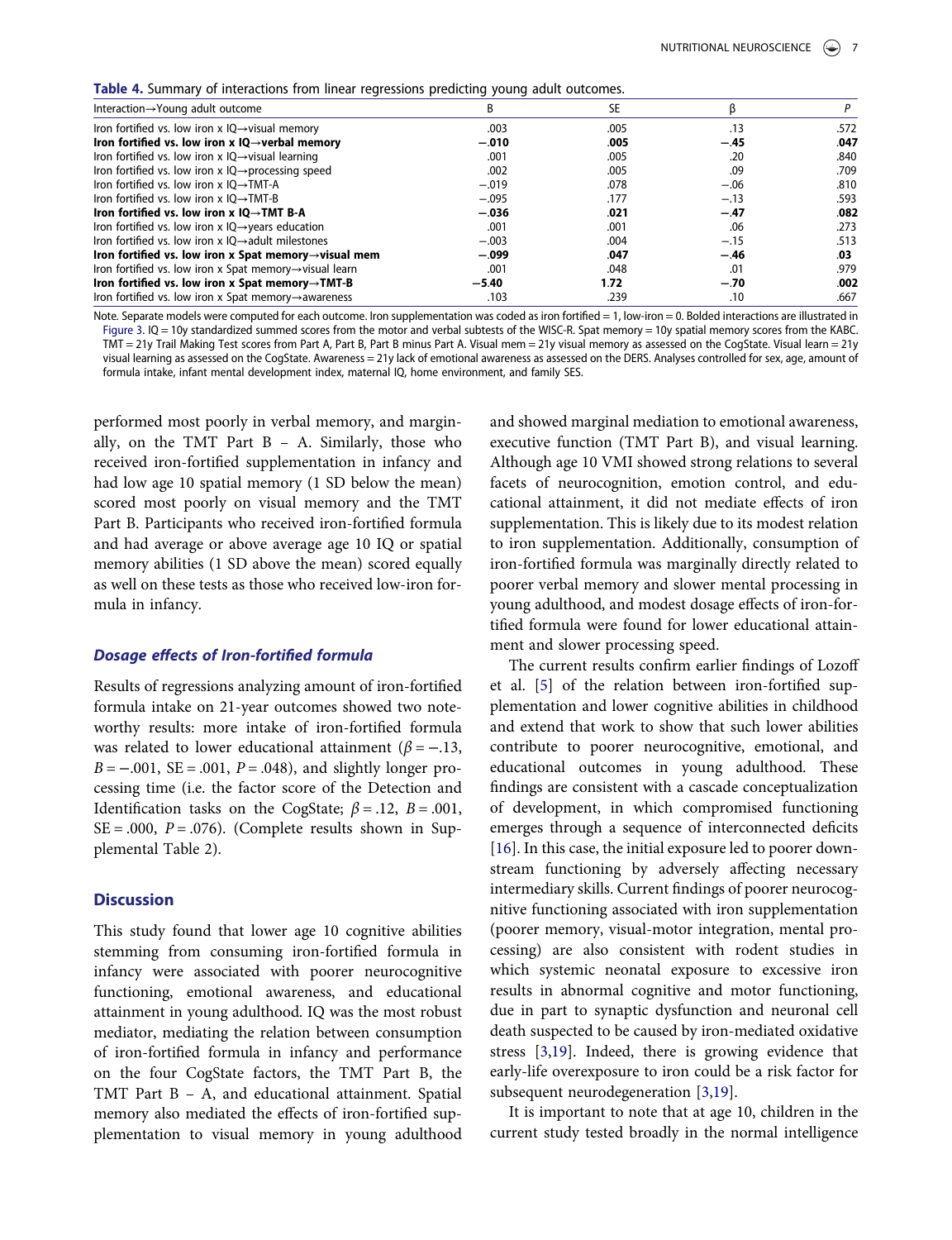**Table 4.** Summary of interactions from linear regressions predicting young adult outcomes.

| Interaction→Young adult outcome | B | SE | β | P |
|---|---|---|---|---|
| Iron fortified vs. low iron x IQ→visual memory | .003 | .005 | .13 | .572 |
| **Iron fortified vs. low iron x IQ→verbal memory** | **−.010** | **.005** | **−.45** | **.047** |
| Iron fortified vs. low iron x IQ→visual learning | .001 | .005 | .20 | .840 |
| Iron fortified vs. low iron x IQ→processing speed | .002 | .005 | .09 | .709 |
| Iron fortified vs. low iron x IQ→TMT-A | −.019 | .078 | −.06 | .810 |
| Iron fortified vs. low iron x IQ→TMT-B | −.095 | .177 | −.13 | .593 |
| **Iron fortified vs. low iron x IQ→TMT B-A** | **−.036** | **.021** | **−.47** | **.082** |
| Iron fortified vs. low iron x IQ→years education | .001 | .001 | .06 | .273 |
| Iron fortified vs. low iron x IQ→adult milestones | −.003 | .004 | −.15 | .513 |
| **Iron fortified vs. low iron x Spat memory→visual mem** | **−.099** | **.047** | **−.46** | **.03** |
| Iron fortified vs. low iron x Spat memory→visual learn | .001 | .048 | .01 | .979 |
| **Iron fortified vs. low iron x Spat memory→TMT-B** | **−5.40** | **1.72** | **−.70** | **.002** |
| Iron fortified vs. low iron x Spat memory→awareness | .103 | .239 | .10 | .667 |

Note. Separate models were computed for each outcome. Iron supplementation was coded as iron fortified = 1, low-iron = 0. Bolded interactions are illustrated in Figure 3. IQ = 10y standardized summed scores from the motor and verbal subtests of the WISC-R. Spat memory = 10y spatial memory scores from the KABC. TMT = 21y Trail Making Test scores from Part A, Part B, Part B minus Part A. Visual mem = 21y visual memory as assessed on the CogState. Visual learn = 21y visual learning as assessed on the CogState. Awareness = 21y lack of emotional awareness as assessed on the DERS. Analyses controlled for sex, age, amount of formula intake, infant mental development index, maternal IQ, home environment, and family SES.

performed most poorly in verbal memory, and marginally, on the TMT Part B – A. Similarly, those who received iron-fortified supplementation in infancy and had low age 10 spatial memory (1 SD below the mean) scored most poorly on visual memory and the TMT Part B. Participants who received iron-fortified formula and had average or above average age 10 IQ or spatial memory abilities (1 SD above the mean) scored equally as well on these tests as those who received low-iron formula in infancy.

### *Dosage effects of Iron-fortified formula*

Results of regressions analyzing amount of iron-fortified formula intake on 21-year outcomes showed two noteworthy results: more intake of iron-fortified formula was related to lower educational attainment ($\beta = -.13$, $B = -.001$, $SE = .001$, $P = .048$), and slightly longer processing time (i.e. the factor score of the Detection and Identification tasks on the CogState; $\beta = .12$, $B = .001$, $SE = .000$, $P = .076$). (Complete results shown in Supplemental Table 2).

## Discussion

This study found that lower age 10 cognitive abilities stemming from consuming iron-fortified formula in infancy were associated with poorer neurocognitive functioning, emotional awareness, and educational attainment in young adulthood. IQ was the most robust mediator, mediating the relation between consumption of iron-fortified formula in infancy and performance on the four CogState factors, the TMT Part B, the TMT Part B – A, and educational attainment. Spatial memory also mediated the effects of iron-fortified supplementation to visual memory in young adulthood and showed marginal mediation to emotional awareness, executive function (TMT Part B), and visual learning. Although age 10 VMI showed strong relations to several facets of neurocognition, emotion control, and educational attainment, it did not mediate effects of iron supplementation. This is likely due to its modest relation to iron supplementation. Additionally, consumption of iron-fortified formula was marginally directly related to poorer verbal memory and slower mental processing in young adulthood, and modest dosage effects of iron-fortified formula were found for lower educational attainment and slower processing speed.

The current results confirm earlier findings of Lozoff et al. [5] of the relation between iron-fortified supplementation and lower cognitive abilities in childhood and extend that work to show that such lower abilities contribute to poorer neurocognitive, emotional, and educational outcomes in young adulthood. These findings are consistent with a cascade conceptualization of development, in which compromised functioning emerges through a sequence of interconnected deficits [16]. In this case, the initial exposure led to poorer downstream functioning by adversely affecting necessary intermediary skills. Current findings of poorer neurocognitive functioning associated with iron supplementation (poorer memory, visual-motor integration, mental processing) are also consistent with rodent studies in which systemic neonatal exposure to excessive iron results in abnormal cognitive and motor functioning, due in part to synaptic dysfunction and neuronal cell death suspected to be caused by iron-mediated oxidative stress [3,19]. Indeed, there is growing evidence that early-life overexposure to iron could be a risk factor for subsequent neurodegeneration [3,19].

It is important to note that at age 10, children in the current study tested broadly in the normal intelligence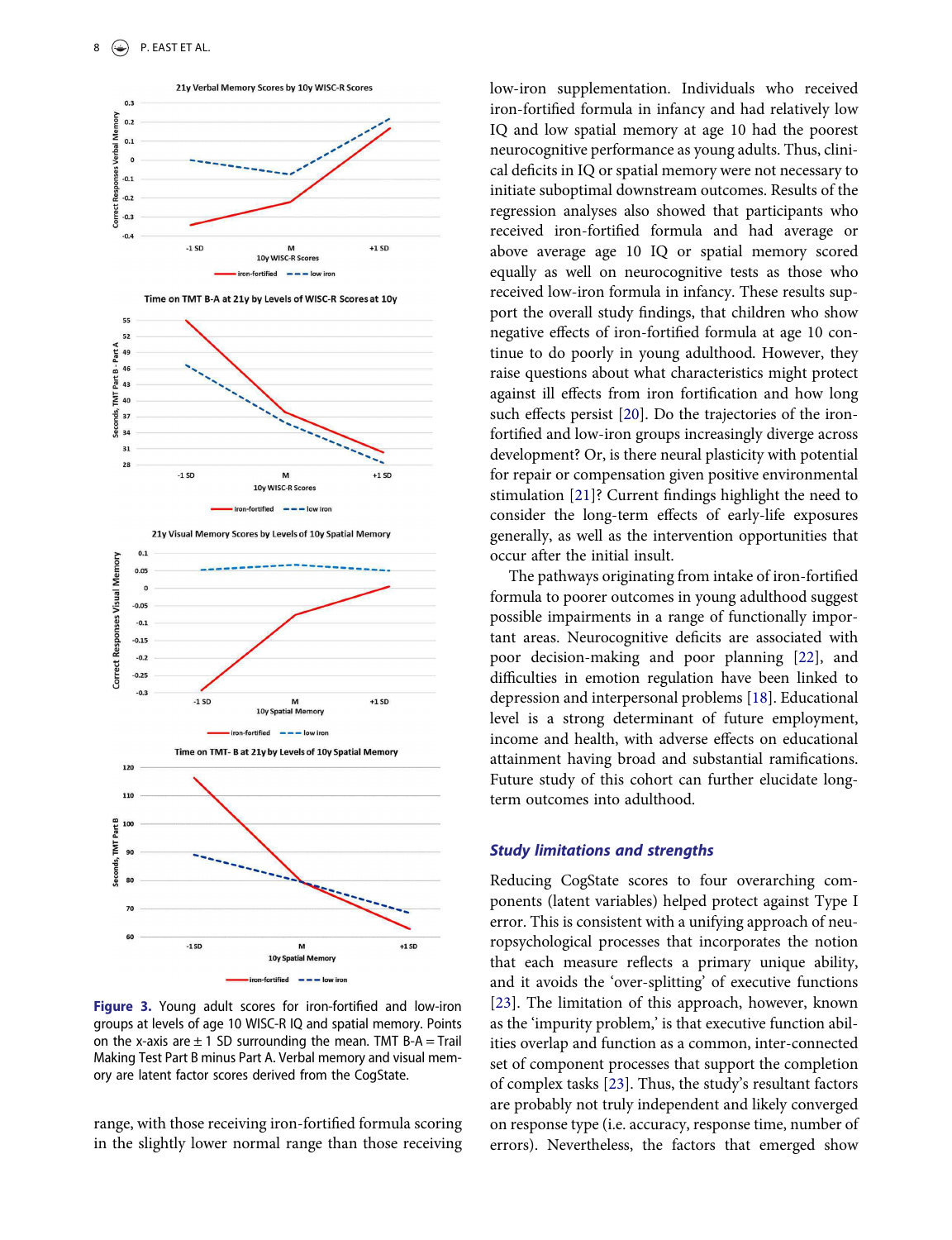**Figure 3.** Young adult scores for iron-fortified and low-iron groups at levels of age 10 WISC-R IQ and spatial memory. Points on the x-axis are ± 1 SD surrounding the mean. TMT B-A = Trail Making Test Part B minus Part A. Verbal memory and visual memory are latent factor scores derived from the CogState.

range, with those receiving iron-fortified formula scoring in the slightly lower normal range than those receiving low-iron supplementation. Individuals who received iron-fortified formula in infancy and had relatively low IQ and low spatial memory at age 10 had the poorest neurocognitive performance as young adults. Thus, clinical deficits in IQ or spatial memory were not necessary to initiate suboptimal downstream outcomes. Results of the regression analyses also showed that participants who received iron-fortified formula and had average or above average age 10 IQ or spatial memory scored equally as well on neurocognitive tests as those who received low-iron formula in infancy. These results support the overall study findings, that children who show negative effects of iron-fortified formula at age 10 continue to do poorly in young adulthood. However, they raise questions about what characteristics might protect against ill effects from iron fortification and how long such effects persist [20]. Do the trajectories of the iron-fortified and low-iron groups increasingly diverge across development? Or, is there neural plasticity with potential for repair or compensation given positive environmental stimulation [21]? Current findings highlight the need to consider the long-term effects of early-life exposures generally, as well as the intervention opportunities that occur after the initial insult.

The pathways originating from intake of iron-fortified formula to poorer outcomes in young adulthood suggest possible impairments in a range of functionally important areas. Neurocognitive deficits are associated with poor decision-making and poor planning [22], and difficulties in emotion regulation have been linked to depression and interpersonal problems [18]. Educational level is a strong determinant of future employment, income and health, with adverse effects on educational attainment having broad and substantial ramifications. Future study of this cohort can further elucidate long-term outcomes into adulthood.

### *Study limitations and strengths*

Reducing CogState scores to four overarching components (latent variables) helped protect against Type I error. This is consistent with a unifying approach of neuropsychological processes that incorporates the notion that each measure reflects a primary unique ability, and it avoids the 'over-splitting' of executive functions [23]. The limitation of this approach, however, known as the 'impurity problem,' is that executive function abilities overlap and function as a common, inter-connected set of component processes that support the completion of complex tasks [23]. Thus, the study's resultant factors are probably not truly independent and likely converged on response type (i.e. accuracy, response time, number of errors). Nevertheless, the factors that emerged show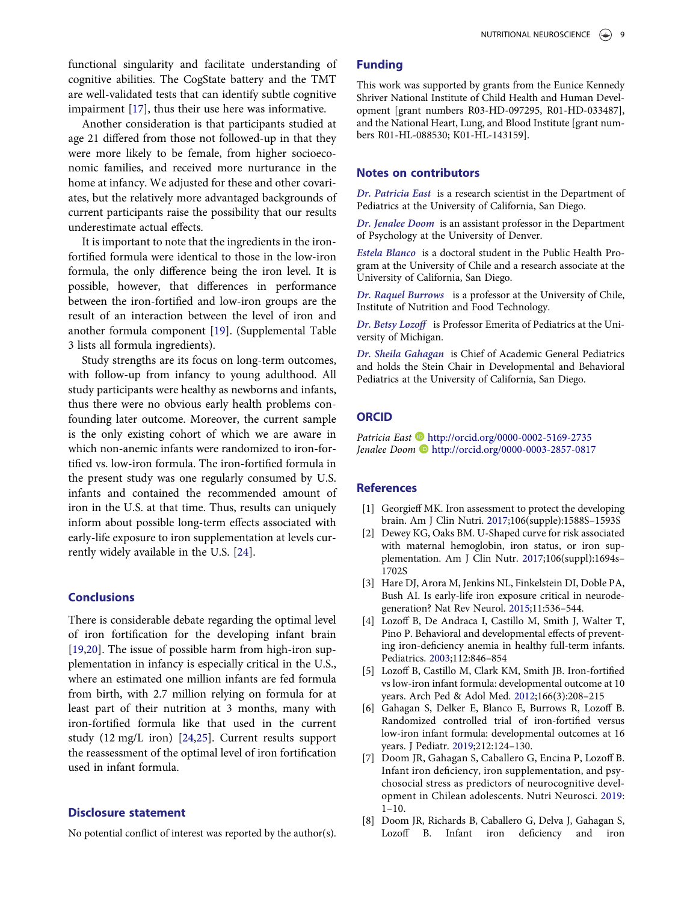functional singularity and facilitate understanding of cognitive abilities. The CogState battery and the TMT are well-validated tests that can identify subtle cognitive impairment [17], thus their use here was informative.

Another consideration is that participants studied at age 21 differed from those not followed-up in that they were more likely to be female, from higher socioeconomic families, and received more nurturance in the home at infancy. We adjusted for these and other covariates, but the relatively more advantaged backgrounds of current participants raise the possibility that our results underestimate actual effects.

It is important to note that the ingredients in the iron-fortified formula were identical to those in the low-iron formula, the only difference being the iron level. It is possible, however, that differences in performance between the iron-fortified and low-iron groups are the result of an interaction between the level of iron and another formula component [19]. (Supplemental Table 3 lists all formula ingredients).

Study strengths are its focus on long-term outcomes, with follow-up from infancy to young adulthood. All study participants were healthy as newborns and infants, thus there were no obvious early health problems confounding later outcome. Moreover, the current sample is the only existing cohort of which we are aware in which non-anemic infants were randomized to iron-fortified vs. low-iron formula. The iron-fortified formula in the present study was one regularly consumed by U.S. infants and contained the recommended amount of iron in the U.S. at that time. Thus, results can uniquely inform about possible long-term effects associated with early-life exposure to iron supplementation at levels currently widely available in the U.S. [24].

## Conclusions

There is considerable debate regarding the optimal level of iron fortification for the developing infant brain [19,20]. The issue of possible harm from high-iron supplementation in infancy is especially critical in the U.S., where an estimated one million infants are fed formula from birth, with 2.7 million relying on formula for at least part of their nutrition at 3 months, many with iron-fortified formula like that used in the current study (12 mg/L iron) [24,25]. Current results support the reassessment of the optimal level of iron fortification used in infant formula.

## Disclosure statement

No potential conflict of interest was reported by the author(s).

## Funding

This work was supported by grants from the Eunice Kennedy Shriver National Institute of Child Health and Human Development [grant numbers R03-HD-097295, R01-HD-033487], and the National Heart, Lung, and Blood Institute [grant numbers R01-HL-088530; K01-HL-143159].

## Notes on contributors

*Dr. Patricia East* is a research scientist in the Department of Pediatrics at the University of California, San Diego.

*Dr. Jenalee Doom* is an assistant professor in the Department of Psychology at the University of Denver.

*Estela Blanco* is a doctoral student in the Public Health Program at the University of Chile and a research associate at the University of California, San Diego.

*Dr. Raquel Burrows* is a professor at the University of Chile, Institute of Nutrition and Food Technology.

*Dr. Betsy Lozoff* is Professor Emerita of Pediatrics at the University of Michigan.

*Dr. Sheila Gahagan* is Chief of Academic General Pediatrics and holds the Stein Chair in Developmental and Behavioral Pediatrics at the University of California, San Diego.

## ORCID

*Patricia East* http://orcid.org/0000-0002-5169-2735
*Jenalee Doom* http://orcid.org/0000-0003-2857-0817

## References

[1] Georgieff MK. Iron assessment to protect the developing brain. Am J Clin Nutri. 2017;106(supple):1588S–1593S

[2] Dewey KG, Oaks BM. U-Shaped curve for risk associated with maternal hemoglobin, iron status, or iron supplementation. Am J Clin Nutr. 2017;106(suppl):1694s–1702S

[3] Hare DJ, Arora M, Jenkins NL, Finkelstein DI, Doble PA, Bush AI. Is early-life iron exposure critical in neurodegeneration? Nat Rev Neurol. 2015;11:536–544.

[4] Lozoff B, De Andraca I, Castillo M, Smith J, Walter T, Pino P. Behavioral and developmental effects of preventing iron-deficiency anemia in healthy full-term infants. Pediatrics. 2003;112:846–854

[5] Lozoff B, Castillo M, Clark KM, Smith JB. Iron-fortified vs low-iron infant formula: developmental outcome at 10 years. Arch Ped & Adol Med. 2012;166(3):208–215

[6] Gahagan S, Delker E, Blanco E, Burrows R, Lozoff B. Randomized controlled trial of iron-fortified versus low-iron infant formula: developmental outcomes at 16 years. J Pediatr. 2019;212:124–130.

[7] Doom JR, Gahagan S, Caballero G, Encina P, Lozoff B. Infant iron deficiency, iron supplementation, and psychosocial stress as predictors of neurocognitive development in Chilean adolescents. Nutri Neurosci. 2019: 1–10.

[8] Doom JR, Richards B, Caballero G, Delva J, Gahagan S, Lozoff B. Infant iron deficiency and iron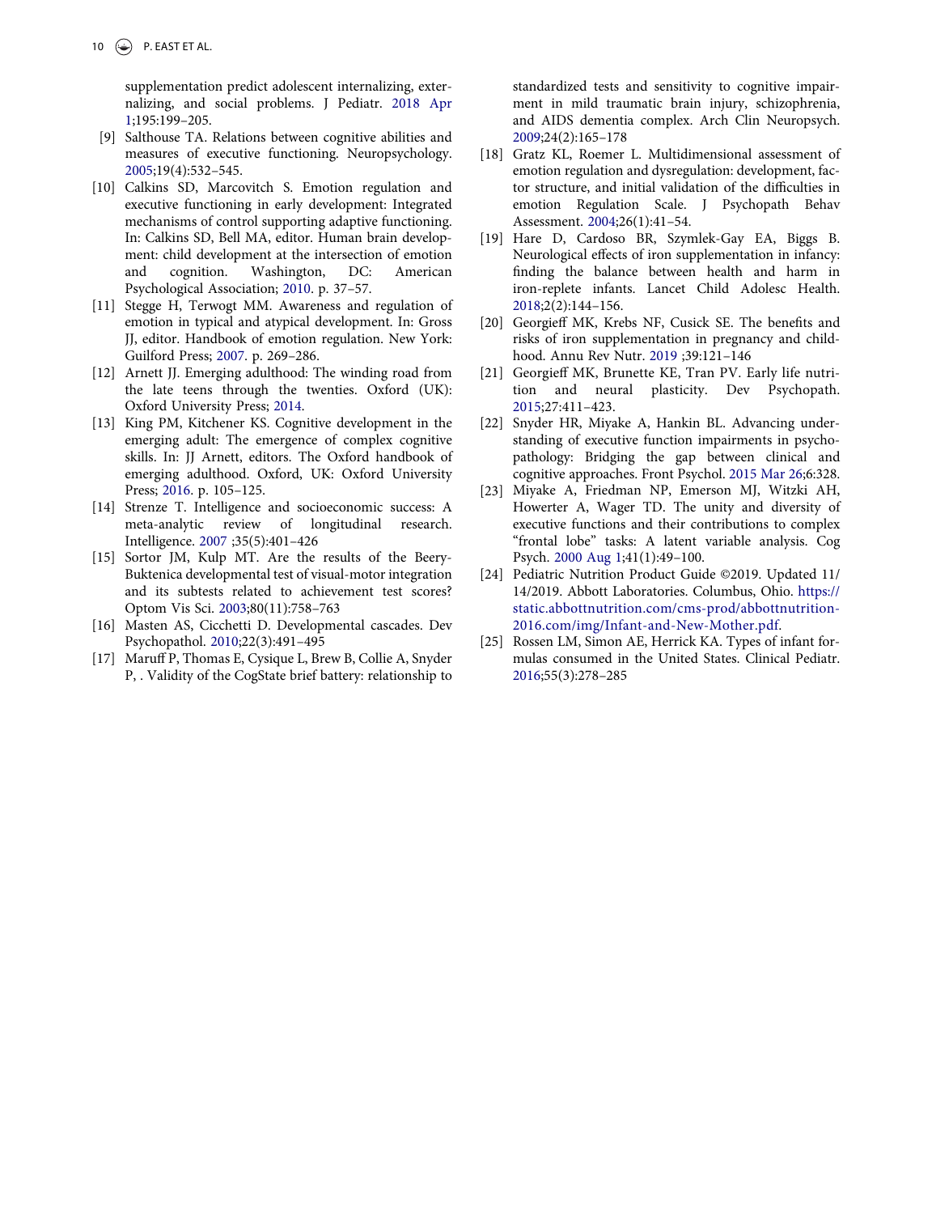supplementation predict adolescent internalizing, externalizing, and social problems. J Pediatr. 2018 Apr 1;195:199–205.

[9] Salthouse TA. Relations between cognitive abilities and measures of executive functioning. Neuropsychology. 2005;19(4):532–545.

[10] Calkins SD, Marcovitch S. Emotion regulation and executive functioning in early development: Integrated mechanisms of control supporting adaptive functioning. In: Calkins SD, Bell MA, editor. Human brain development: child development at the intersection of emotion and cognition. Washington, DC: American Psychological Association; 2010. p. 37–57.

[11] Stegge H, Terwogt MM. Awareness and regulation of emotion in typical and atypical development. In: Gross JJ, editor. Handbook of emotion regulation. New York: Guilford Press; 2007. p. 269–286.

[12] Arnett JJ. Emerging adulthood: The winding road from the late teens through the twenties. Oxford (UK): Oxford University Press; 2014.

[13] King PM, Kitchener KS. Cognitive development in the emerging adult: The emergence of complex cognitive skills. In: JJ Arnett, editors. The Oxford handbook of emerging adulthood. Oxford, UK: Oxford University Press; 2016. p. 105–125.

[14] Strenze T. Intelligence and socioeconomic success: A meta-analytic review of longitudinal research. Intelligence. 2007 ;35(5):401–426

[15] Sortor JM, Kulp MT. Are the results of the Beery-Buktenica developmental test of visual-motor integration and its subtests related to achievement test scores? Optom Vis Sci. 2003;80(11):758–763

[16] Masten AS, Cicchetti D. Developmental cascades. Dev Psychopathol. 2010;22(3):491–495

[17] Maruff P, Thomas E, Cysique L, Brew B, Collie A, Snyder P, . Validity of the CogState brief battery: relationship to standardized tests and sensitivity to cognitive impairment in mild traumatic brain injury, schizophrenia, and AIDS dementia complex. Arch Clin Neuropsych. 2009;24(2):165–178

[18] Gratz KL, Roemer L. Multidimensional assessment of emotion regulation and dysregulation: development, factor structure, and initial validation of the difficulties in emotion Regulation Scale. J Psychopath Behav Assessment. 2004;26(1):41–54.

[19] Hare D, Cardoso BR, Szymlek-Gay EA, Biggs B. Neurological effects of iron supplementation in infancy: finding the balance between health and harm in iron-replete infants. Lancet Child Adolesc Health. 2018;2(2):144–156.

[20] Georgieff MK, Krebs NF, Cusick SE. The benefits and risks of iron supplementation in pregnancy and childhood. Annu Rev Nutr. 2019 ;39:121–146

[21] Georgieff MK, Brunette KE, Tran PV. Early life nutrition and neural plasticity. Dev Psychopath. 2015;27:411–423.

[22] Snyder HR, Miyake A, Hankin BL. Advancing understanding of executive function impairments in psychopathology: Bridging the gap between clinical and cognitive approaches. Front Psychol. 2015 Mar 26;6:328.

[23] Miyake A, Friedman NP, Emerson MJ, Witzki AH, Howerter A, Wager TD. The unity and diversity of executive functions and their contributions to complex "frontal lobe" tasks: A latent variable analysis. Cog Psych. 2000 Aug 1;41(1):49–100.

[24] Pediatric Nutrition Product Guide ©2019. Updated 11/14/2019. Abbott Laboratories. Columbus, Ohio. https://static.abbottnutrition.com/cms-prod/abbottnutrition-2016.com/img/Infant-and-New-Mother.pdf.

[25] Rossen LM, Simon AE, Herrick KA. Types of infant formulas consumed in the United States. Clinical Pediatr. 2016;55(3):278–285